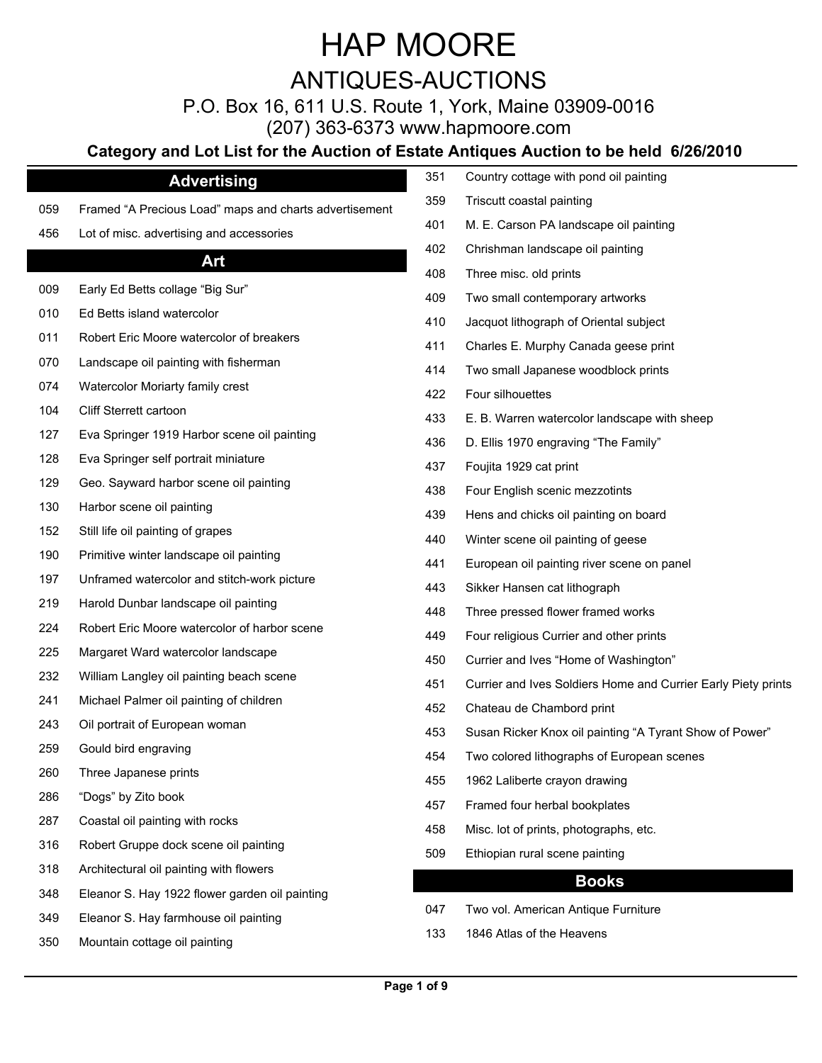# HAP MOORE

## ANTIQUES-AUCTIONS

P.O. Box 16, 611 U.S. Route 1, York, Maine 03909-0016

(207) 363-6373 www.hapmoore.com

**Category and Lot List for the Auction of Estate Antiques Auction to be held 6/26/2010**

### Advertising

| Lot | Description |
|---|---|
| 059 | Framed "A Precious Load" maps and charts advertisement |
| 456 | Lot of misc. advertising and accessories |

### Art

| Lot | Description |
|---|---|
| 009 | Early Ed Betts collage "Big Sur" |
| 010 | Ed Betts island watercolor |
| 011 | Robert Eric Moore watercolor of breakers |
| 070 | Landscape oil painting with fisherman |
| 074 | Watercolor Moriarty family crest |
| 104 | Cliff Sterrett cartoon |
| 127 | Eva Springer 1919 Harbor scene oil painting |
| 128 | Eva Springer self portrait miniature |
| 129 | Geo. Sayward harbor scene oil painting |
| 130 | Harbor scene oil painting |
| 152 | Still life oil painting of grapes |
| 190 | Primitive winter landscape oil painting |
| 197 | Unframed watercolor and stitch-work picture |
| 219 | Harold Dunbar landscape oil painting |
| 224 | Robert Eric Moore watercolor of harbor scene |
| 225 | Margaret Ward watercolor landscape |
| 232 | William Langley oil painting beach scene |
| 241 | Michael Palmer oil painting of children |
| 243 | Oil portrait of European woman |
| 259 | Gould bird engraving |
| 260 | Three Japanese prints |
| 286 | "Dogs" by Zito book |
| 287 | Coastal oil painting with rocks |
| 316 | Robert Gruppe dock scene oil painting |
| 318 | Architectural oil painting with flowers |
| 348 | Eleanor S. Hay 1922 flower garden oil painting |
| 349 | Eleanor S. Hay farmhouse oil painting |
| 350 | Mountain cottage oil painting |
| 351 | Country cottage with pond oil painting |
| 359 | Triscutt coastal painting |
| 401 | M. E. Carson PA landscape oil painting |
| 402 | Chrishman landscape oil painting |
| 408 | Three misc. old prints |
| 409 | Two small contemporary artworks |
| 410 | Jacquot lithograph of Oriental subject |
| 411 | Charles E. Murphy Canada geese print |
| 414 | Two small Japanese woodblock prints |
| 422 | Four silhouettes |
| 433 | E. B. Warren watercolor landscape with sheep |
| 436 | D. Ellis 1970 engraving "The Family" |
| 437 | Foujita 1929 cat print |
| 438 | Four English scenic mezzotints |
| 439 | Hens and chicks oil painting on board |
| 440 | Winter scene oil painting of geese |
| 441 | European oil painting river scene on panel |
| 443 | Sikker Hansen cat lithograph |
| 448 | Three pressed flower framed works |
| 449 | Four religious Currier and other prints |
| 450 | Currier and Ives "Home of Washington" |
| 451 | Currier and Ives Soldiers Home and Currier Early Piety prints |
| 452 | Chateau de Chambord print |
| 453 | Susan Ricker Knox oil painting "A Tyrant Show of Power" |
| 454 | Two colored lithographs of European scenes |
| 455 | 1962 Laliberte crayon drawing |
| 457 | Framed four herbal bookplates |
| 458 | Misc. lot of prints, photographs, etc. |
| 509 | Ethiopian rural scene painting |

### Books

| Lot | Description |
|---|---|
| 047 | Two vol. American Antique Furniture |
| 133 | 1846 Atlas of the Heavens |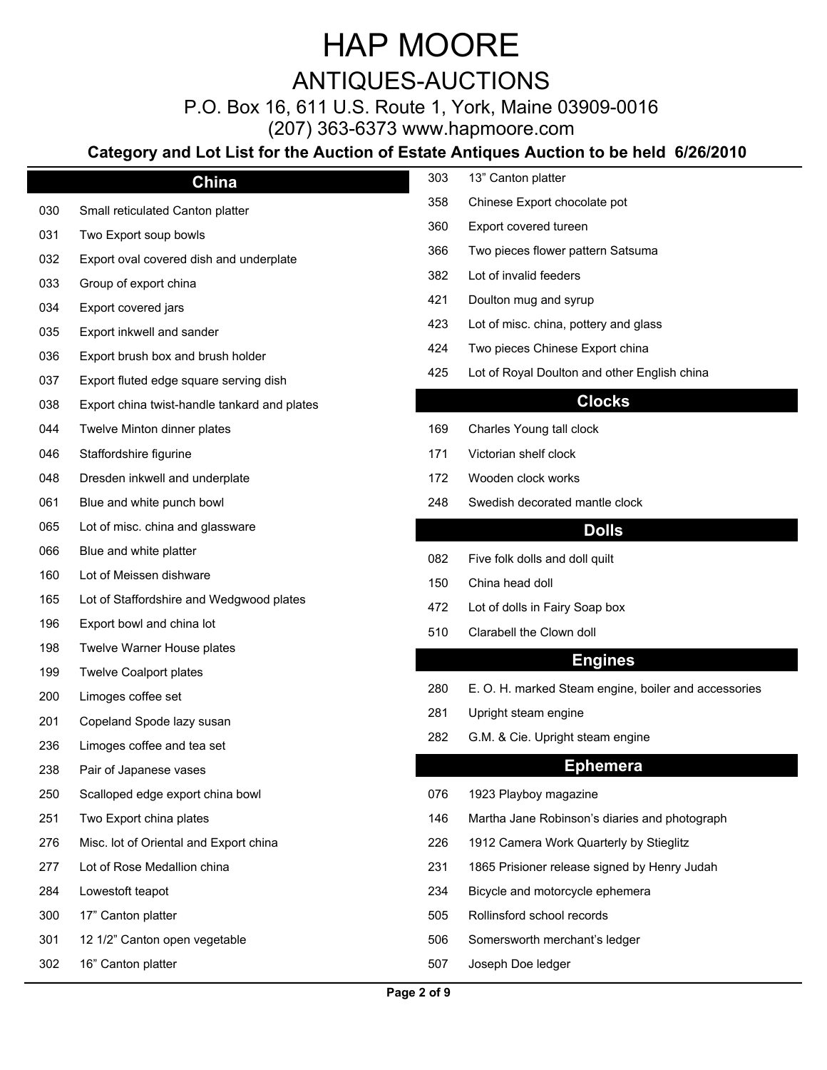# HAP MOORE

## ANTIQUES-AUCTIONS

P.O. Box 16, 611 U.S. Route 1, York, Maine 03909-0016

(207) 363-6373 www.hapmoore.com

**Category and Lot List for the Auction of Estate Antiques Auction to be held 6/26/2010**

### China

| Lot | Description |
|---|---|
| 030 | Small reticulated Canton platter |
| 031 | Two Export soup bowls |
| 032 | Export oval covered dish and underplate |
| 033 | Group of export china |
| 034 | Export covered jars |
| 035 | Export inkwell and sander |
| 036 | Export brush box and brush holder |
| 037 | Export fluted edge square serving dish |
| 038 | Export china twist-handle tankard and plates |
| 044 | Twelve Minton dinner plates |
| 046 | Staffordshire figurine |
| 048 | Dresden inkwell and underplate |
| 061 | Blue and white punch bowl |
| 065 | Lot of misc. china and glassware |
| 066 | Blue and white platter |
| 160 | Lot of Meissen dishware |
| 165 | Lot of Staffordshire and Wedgwood plates |
| 196 | Export bowl and china lot |
| 198 | Twelve Warner House plates |
| 199 | Twelve Coalport plates |
| 200 | Limoges coffee set |
| 201 | Copeland Spode lazy susan |
| 236 | Limoges coffee and tea set |
| 238 | Pair of Japanese vases |
| 250 | Scalloped edge export china bowl |
| 251 | Two Export china plates |
| 276 | Misc. lot of Oriental and Export china |
| 277 | Lot of Rose Medallion china |
| 284 | Lowestoft teapot |
| 300 | 17” Canton platter |
| 301 | 12 1/2” Canton open vegetable |
| 302 | 16” Canton platter |
| 303 | 13” Canton platter |
| 358 | Chinese Export chocolate pot |
| 360 | Export covered tureen |
| 366 | Two pieces flower pattern Satsuma |
| 382 | Lot of invalid feeders |
| 421 | Doulton mug and syrup |
| 423 | Lot of misc. china, pottery and glass |
| 424 | Two pieces Chinese Export china |
| 425 | Lot of Royal Doulton and other English china |

### Clocks

| Lot | Description |
|---|---|
| 169 | Charles Young tall clock |
| 171 | Victorian shelf clock |
| 172 | Wooden clock works |
| 248 | Swedish decorated mantle clock |

### Dolls

| Lot | Description |
|---|---|
| 082 | Five folk dolls and doll quilt |
| 150 | China head doll |
| 472 | Lot of dolls in Fairy Soap box |
| 510 | Clarabell the Clown doll |

### Engines

| Lot | Description |
|---|---|
| 280 | E. O. H. marked Steam engine, boiler and accessories |
| 281 | Upright steam engine |
| 282 | G.M. & Cie. Upright steam engine |

### Ephemera

| Lot | Description |
|---|---|
| 076 | 1923 Playboy magazine |
| 146 | Martha Jane Robinson’s diaries and photograph |
| 226 | 1912 Camera Work Quarterly by Stieglitz |
| 231 | 1865 Prisioner release signed by Henry Judah |
| 234 | Bicycle and motorcycle ephemera |
| 505 | Rollinsford school records |
| 506 | Somersworth merchant’s ledger |
| 507 | Joseph Doe ledger |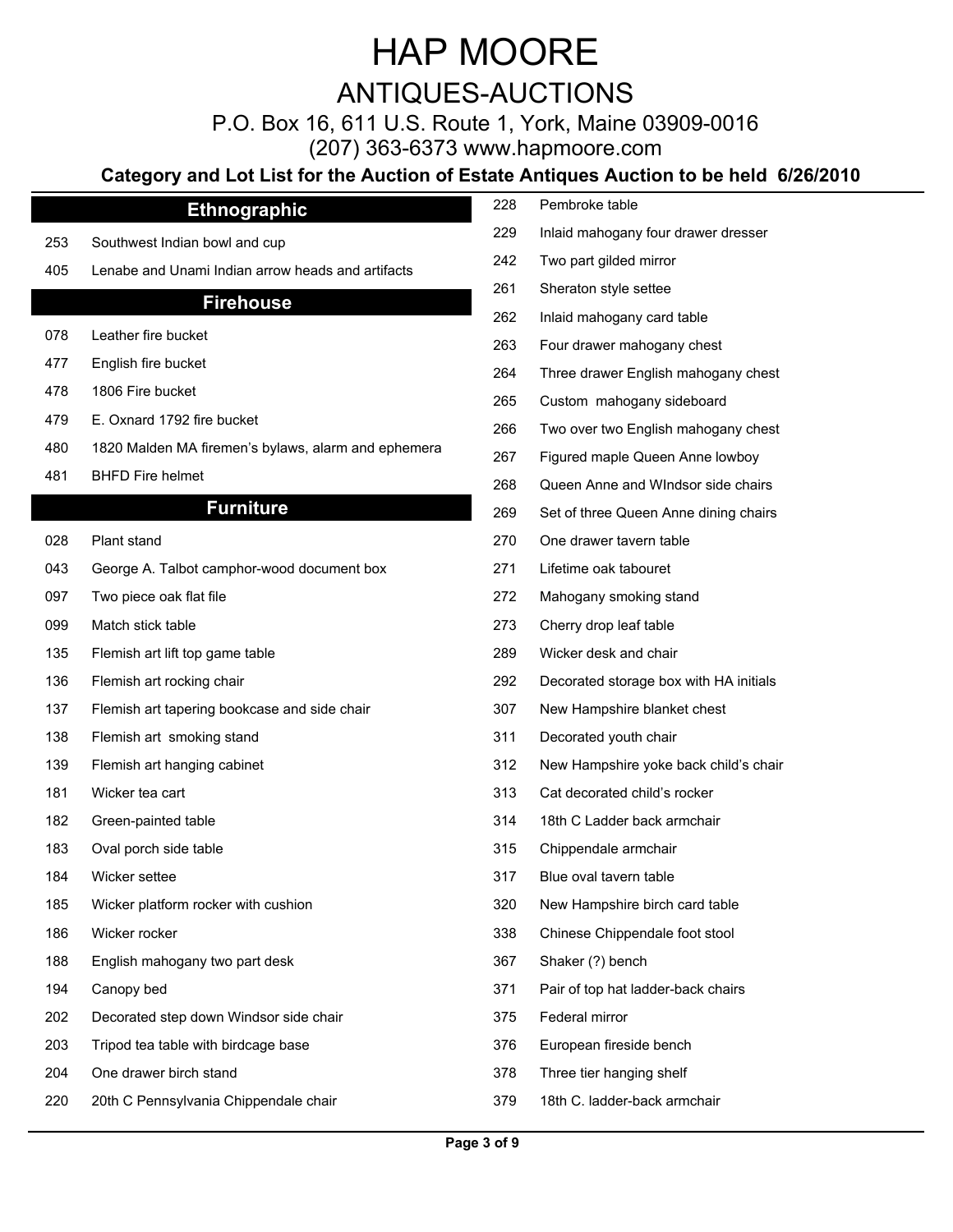# HAP MOORE

## ANTIQUES-AUCTIONS

P.O. Box 16, 611 U.S. Route 1, York, Maine 03909-0016

(207) 363-6373 www.hapmoore.com

**Category and Lot List for the Auction of Estate Antiques Auction to be held 6/26/2010**

### Ethnographic

| Lot | Description |
|---|---|
| 253 | Southwest Indian bowl and cup |
| 405 | Lenabe and Unami Indian arrow heads and artifacts |

### Firehouse

| Lot | Description |
|---|---|
| 078 | Leather fire bucket |
| 477 | English fire bucket |
| 478 | 1806 Fire bucket |
| 479 | E. Oxnard 1792 fire bucket |
| 480 | 1820 Malden MA firemen's bylaws, alarm and ephemera |
| 481 | BHFD Fire helmet |

### Furniture

| Lot | Description |
|---|---|
| 028 | Plant stand |
| 043 | George A. Talbot camphor-wood document box |
| 097 | Two piece oak flat file |
| 099 | Match stick table |
| 135 | Flemish art lift top game table |
| 136 | Flemish art rocking chair |
| 137 | Flemish art tapering bookcase and side chair |
| 138 | Flemish art smoking stand |
| 139 | Flemish art hanging cabinet |
| 181 | Wicker tea cart |
| 182 | Green-painted table |
| 183 | Oval porch side table |
| 184 | Wicker settee |
| 185 | Wicker platform rocker with cushion |
| 186 | Wicker rocker |
| 188 | English mahogany two part desk |
| 194 | Canopy bed |
| 202 | Decorated step down Windsor side chair |
| 203 | Tripod tea table with birdcage base |
| 204 | One drawer birch stand |
| 220 | 20th C Pennsylvania Chippendale chair |
| 228 | Pembroke table |
| 229 | Inlaid mahogany four drawer dresser |
| 242 | Two part gilded mirror |
| 261 | Sheraton style settee |
| 262 | Inlaid mahogany card table |
| 263 | Four drawer mahogany chest |
| 264 | Three drawer English mahogany chest |
| 265 | Custom mahogany sideboard |
| 266 | Two over two English mahogany chest |
| 267 | Figured maple Queen Anne lowboy |
| 268 | Queen Anne and WIndsor side chairs |
| 269 | Set of three Queen Anne dining chairs |
| 270 | One drawer tavern table |
| 271 | Lifetime oak tabouret |
| 272 | Mahogany smoking stand |
| 273 | Cherry drop leaf table |
| 289 | Wicker desk and chair |
| 292 | Decorated storage box with HA initials |
| 307 | New Hampshire blanket chest |
| 311 | Decorated youth chair |
| 312 | New Hampshire yoke back child's chair |
| 313 | Cat decorated child's rocker |
| 314 | 18th C Ladder back armchair |
| 315 | Chippendale armchair |
| 317 | Blue oval tavern table |
| 320 | New Hampshire birch card table |
| 338 | Chinese Chippendale foot stool |
| 367 | Shaker (?) bench |
| 371 | Pair of top hat ladder-back chairs |
| 375 | Federal mirror |
| 376 | European fireside bench |
| 378 | Three tier hanging shelf |
| 379 | 18th C. ladder-back armchair |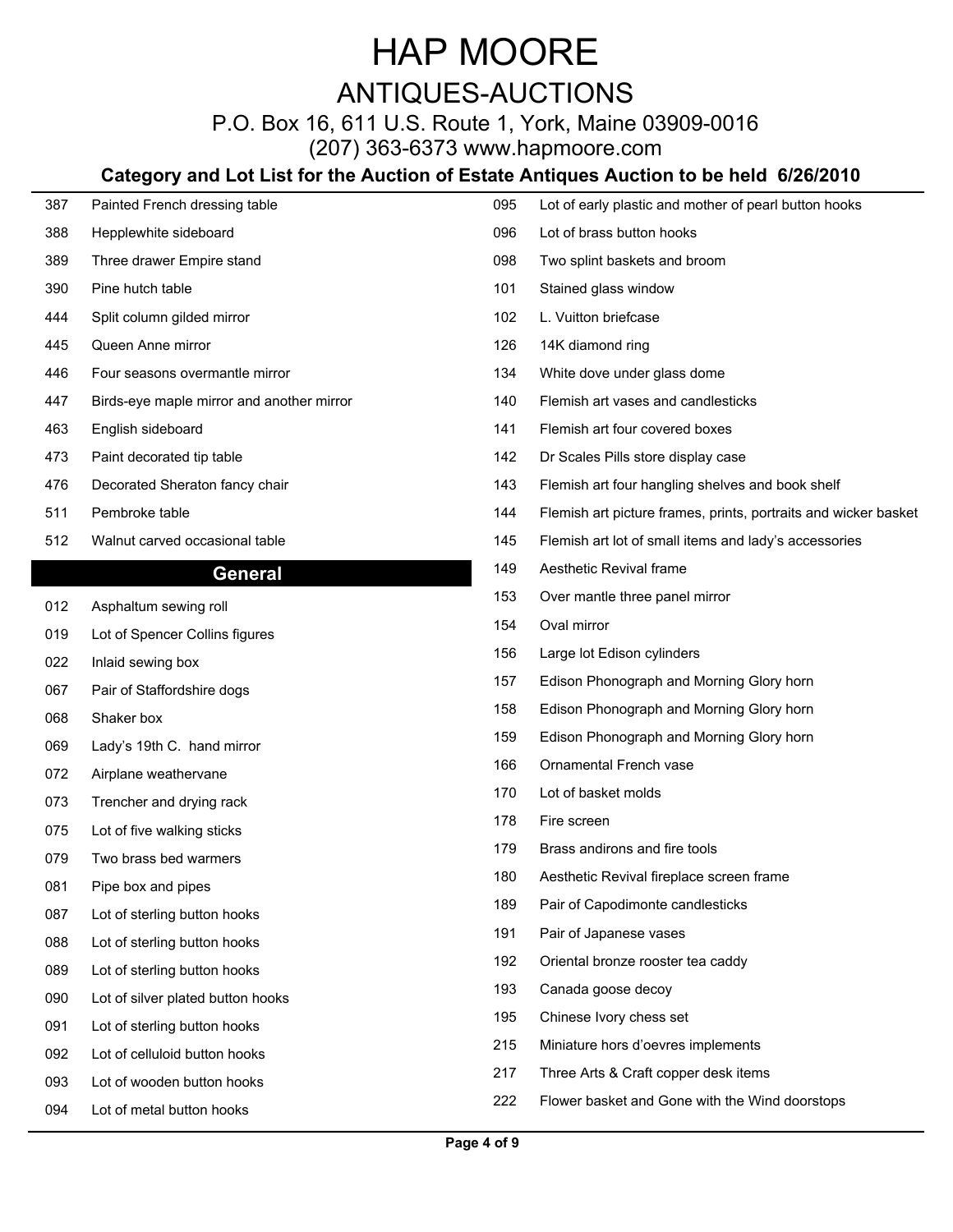# HAP MOORE

## ANTIQUES-AUCTIONS

P.O. Box 16, 611 U.S. Route 1, York, Maine 03909-0016

(207) 363-6373 www.hapmoore.com

### Category and Lot List for the Auction of Estate Antiques Auction to be held 6/26/2010

| Lot | Description |
|---|---|
| 387 | Painted French dressing table |
| 388 | Hepplewhite sideboard |
| 389 | Three drawer Empire stand |
| 390 | Pine hutch table |
| 444 | Split column gilded mirror |
| 445 | Queen Anne mirror |
| 446 | Four seasons overmantle mirror |
| 447 | Birds-eye maple mirror and another mirror |
| 463 | English sideboard |
| 473 | Paint decorated tip table |
| 476 | Decorated Sheraton fancy chair |
| 511 | Pembroke table |
| 512 | Walnut carved occasional table |

## General

| Lot | Description |
|---|---|
| 012 | Asphaltum sewing roll |
| 019 | Lot of Spencer Collins figures |
| 022 | Inlaid sewing box |
| 067 | Pair of Staffordshire dogs |
| 068 | Shaker box |
| 069 | Lady's 19th C. hand mirror |
| 072 | Airplane weathervane |
| 073 | Trencher and drying rack |
| 075 | Lot of five walking sticks |
| 079 | Two brass bed warmers |
| 081 | Pipe box and pipes |
| 087 | Lot of sterling button hooks |
| 088 | Lot of sterling button hooks |
| 089 | Lot of sterling button hooks |
| 090 | Lot of silver plated button hooks |
| 091 | Lot of sterling button hooks |
| 092 | Lot of celluloid button hooks |
| 093 | Lot of wooden button hooks |
| 094 | Lot of metal button hooks |
| 095 | Lot of early plastic and mother of pearl button hooks |
| 096 | Lot of brass button hooks |
| 098 | Two splint baskets and broom |
| 101 | Stained glass window |
| 102 | L. Vuitton briefcase |
| 126 | 14K diamond ring |
| 134 | White dove under glass dome |
| 140 | Flemish art vases and candlesticks |
| 141 | Flemish art four covered boxes |
| 142 | Dr Scales Pills store display case |
| 143 | Flemish art four hangling shelves and book shelf |
| 144 | Flemish art picture frames, prints, portraits and wicker basket |
| 145 | Flemish art lot of small items and lady's accessories |
| 149 | Aesthetic Revival frame |
| 153 | Over mantle three panel mirror |
| 154 | Oval mirror |
| 156 | Large lot Edison cylinders |
| 157 | Edison Phonograph and Morning Glory horn |
| 158 | Edison Phonograph and Morning Glory horn |
| 159 | Edison Phonograph and Morning Glory horn |
| 166 | Ornamental French vase |
| 170 | Lot of basket molds |
| 178 | Fire screen |
| 179 | Brass andirons and fire tools |
| 180 | Aesthetic Revival fireplace screen frame |
| 189 | Pair of Capodimonte candlesticks |
| 191 | Pair of Japanese vases |
| 192 | Oriental bronze rooster tea caddy |
| 193 | Canada goose decoy |
| 195 | Chinese Ivory chess set |
| 215 | Miniature hors d'oevres implements |
| 217 | Three Arts & Craft copper desk items |
| 222 | Flower basket and Gone with the Wind doorstops |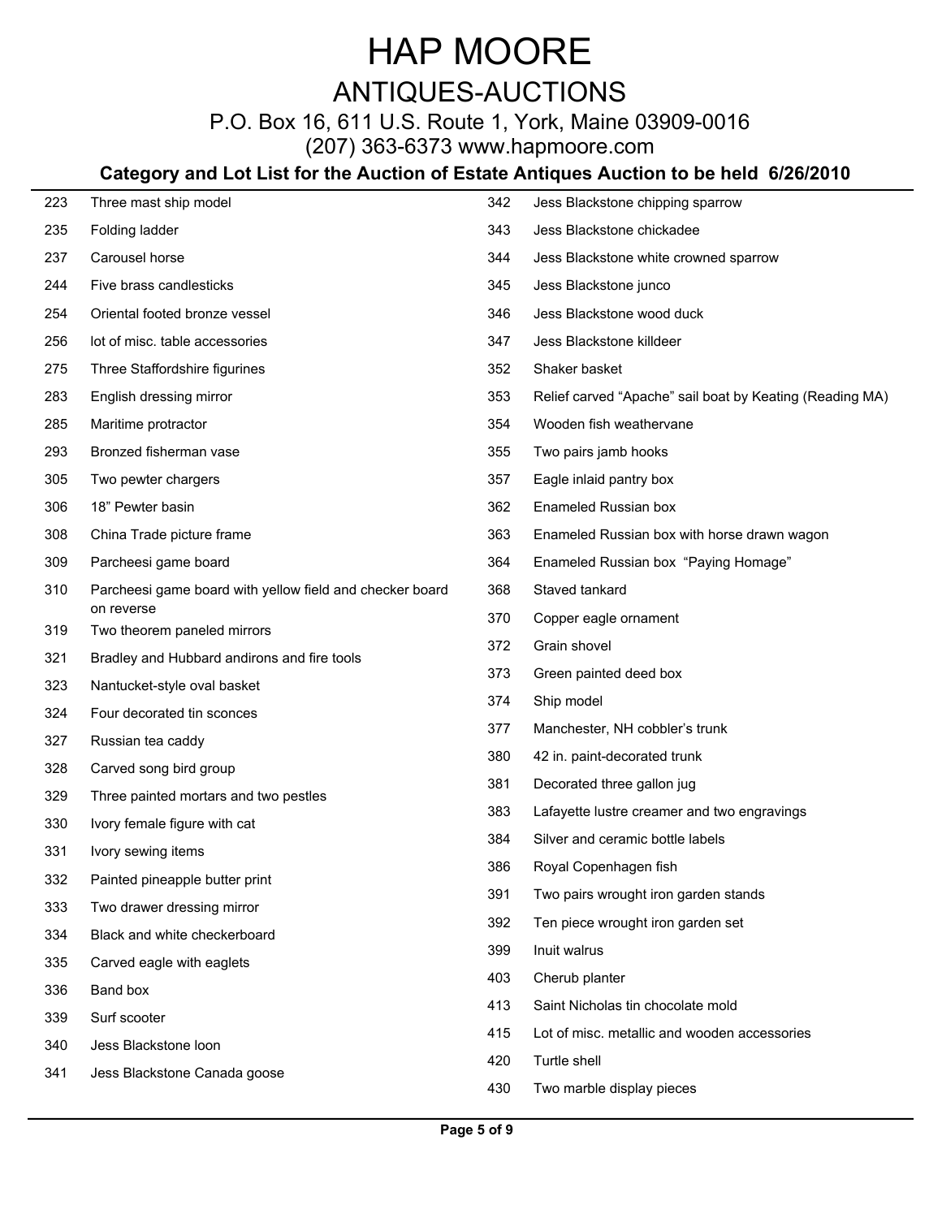# HAP MOORE

## ANTIQUES-AUCTIONS

P.O. Box 16, 611 U.S. Route 1, York, Maine 03909-0016

(207) 363-6373 www.hapmoore.com

**Category and Lot List for the Auction of Estate Antiques Auction to be held 6/26/2010**

| Lot | Description |
|---|---|
| 223 | Three mast ship model |
| 235 | Folding ladder |
| 237 | Carousel horse |
| 244 | Five brass candlesticks |
| 254 | Oriental footed bronze vessel |
| 256 | lot of misc. table accessories |
| 275 | Three Staffordshire figurines |
| 283 | English dressing mirror |
| 285 | Maritime protractor |
| 293 | Bronzed fisherman vase |
| 305 | Two pewter chargers |
| 306 | 18" Pewter basin |
| 308 | China Trade picture frame |
| 309 | Parcheesi game board |
| 310 | Parcheesi game board with yellow field and checker board on reverse |
| 319 | Two theorem paneled mirrors |
| 321 | Bradley and Hubbard andirons and fire tools |
| 323 | Nantucket-style oval basket |
| 324 | Four decorated tin sconces |
| 327 | Russian tea caddy |
| 328 | Carved song bird group |
| 329 | Three painted mortars and two pestles |
| 330 | Ivory female figure with cat |
| 331 | Ivory sewing items |
| 332 | Painted pineapple butter print |
| 333 | Two drawer dressing mirror |
| 334 | Black and white checkerboard |
| 335 | Carved eagle with eaglets |
| 336 | Band box |
| 339 | Surf scooter |
| 340 | Jess Blackstone loon |
| 341 | Jess Blackstone Canada goose |
| 342 | Jess Blackstone chipping sparrow |
| 343 | Jess Blackstone chickadee |
| 344 | Jess Blackstone white crowned sparrow |
| 345 | Jess Blackstone junco |
| 346 | Jess Blackstone wood duck |
| 347 | Jess Blackstone killdeer |
| 352 | Shaker basket |
| 353 | Relief carved "Apache" sail boat by Keating (Reading MA) |
| 354 | Wooden fish weathervane |
| 355 | Two pairs jamb hooks |
| 357 | Eagle inlaid pantry box |
| 362 | Enameled Russian box |
| 363 | Enameled Russian box with horse drawn wagon |
| 364 | Enameled Russian box "Paying Homage" |
| 368 | Staved tankard |
| 370 | Copper eagle ornament |
| 372 | Grain shovel |
| 373 | Green painted deed box |
| 374 | Ship model |
| 377 | Manchester, NH cobbler's trunk |
| 380 | 42 in. paint-decorated trunk |
| 381 | Decorated three gallon jug |
| 383 | Lafayette lustre creamer and two engravings |
| 384 | Silver and ceramic bottle labels |
| 386 | Royal Copenhagen fish |
| 391 | Two pairs wrought iron garden stands |
| 392 | Ten piece wrought iron garden set |
| 399 | Inuit walrus |
| 403 | Cherub planter |
| 413 | Saint Nicholas tin chocolate mold |
| 415 | Lot of misc. metallic and wooden accessories |
| 420 | Turtle shell |
| 430 | Two marble display pieces |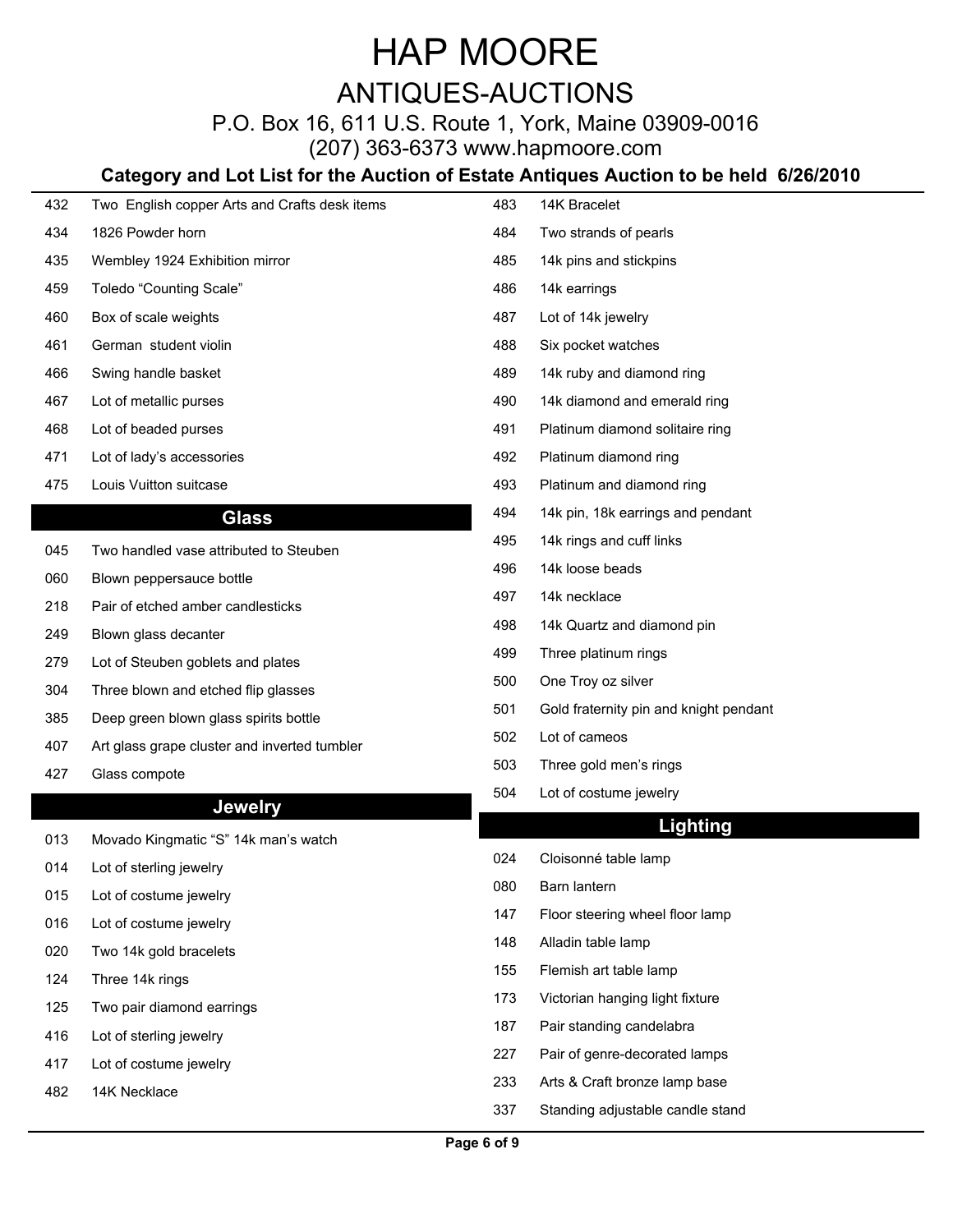# HAP MOORE

## ANTIQUES-AUCTIONS

P.O. Box 16, 611 U.S. Route 1, York, Maine 03909-0016

(207) 363-6373 www.hapmoore.com

**Category and Lot List for the Auction of Estate Antiques Auction to be held 6/26/2010**

| Lot | Description |
|---|---|
| 432 | Two English copper Arts and Crafts desk items |
| 434 | 1826 Powder horn |
| 435 | Wembley 1924 Exhibition mirror |
| 459 | Toledo “Counting Scale” |
| 460 | Box of scale weights |
| 461 | German student violin |
| 466 | Swing handle basket |
| 467 | Lot of metallic purses |
| 468 | Lot of beaded purses |
| 471 | Lot of lady’s accessories |
| 475 | Louis Vuitton suitcase |

## Glass

| Lot | Description |
|---|---|
| 045 | Two handled vase attributed to Steuben |
| 060 | Blown peppersauce bottle |
| 218 | Pair of etched amber candlesticks |
| 249 | Blown glass decanter |
| 279 | Lot of Steuben goblets and plates |
| 304 | Three blown and etched flip glasses |
| 385 | Deep green blown glass spirits bottle |
| 407 | Art glass grape cluster and inverted tumbler |
| 427 | Glass compote |

## Jewelry

| Lot | Description |
|---|---|
| 013 | Movado Kingmatic “S” 14k man’s watch |
| 014 | Lot of sterling jewelry |
| 015 | Lot of costume jewelry |
| 016 | Lot of costume jewelry |
| 020 | Two 14k gold bracelets |
| 124 | Three 14k rings |
| 125 | Two pair diamond earrings |
| 416 | Lot of sterling jewelry |
| 417 | Lot of costume jewelry |
| 482 | 14K Necklace |
| 483 | 14K Bracelet |
| 484 | Two strands of pearls |
| 485 | 14k pins and stickpins |
| 486 | 14k earrings |
| 487 | Lot of 14k jewelry |
| 488 | Six pocket watches |
| 489 | 14k ruby and diamond ring |
| 490 | 14k diamond and emerald ring |
| 491 | Platinum diamond solitaire ring |
| 492 | Platinum diamond ring |
| 493 | Platinum and diamond ring |
| 494 | 14k pin, 18k earrings and pendant |
| 495 | 14k rings and cuff links |
| 496 | 14k loose beads |
| 497 | 14k necklace |
| 498 | 14k Quartz and diamond pin |
| 499 | Three platinum rings |
| 500 | One Troy oz silver |
| 501 | Gold fraternity pin and knight pendant |
| 502 | Lot of cameos |
| 503 | Three gold men’s rings |
| 504 | Lot of costume jewelry |

## Lighting

| Lot | Description |
|---|---|
| 024 | Cloisonné table lamp |
| 080 | Barn lantern |
| 147 | Floor steering wheel floor lamp |
| 148 | Alladin table lamp |
| 155 | Flemish art table lamp |
| 173 | Victorian hanging light fixture |
| 187 | Pair standing candelabra |
| 227 | Pair of genre-decorated lamps |
| 233 | Arts & Craft bronze lamp base |
| 337 | Standing adjustable candle stand |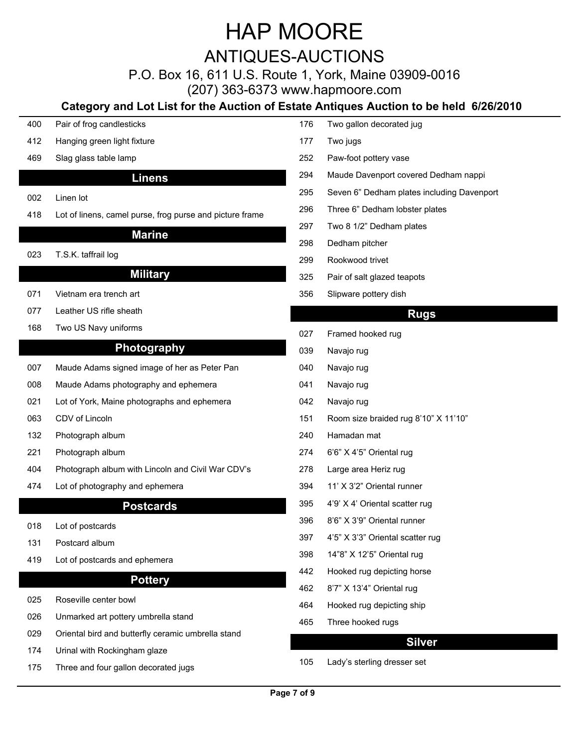# HAP MOORE

## ANTIQUES-AUCTIONS

P.O. Box 16, 611 U.S. Route 1, York, Maine 03909-0016

(207) 363-6373 www.hapmoore.com

**Category and Lot List for the Auction of Estate Antiques Auction to be held 6/26/2010**

400 Pair of frog candlesticks

412 Hanging green light fixture

469 Slag glass table lamp

## Linens

002 Linen lot

418 Lot of linens, camel purse, frog purse and picture frame

## Marine

023 T.S.K. taffrail log

## Military

071 Vietnam era trench art

077 Leather US rifle sheath

168 Two US Navy uniforms

## Photography

007 Maude Adams signed image of her as Peter Pan

008 Maude Adams photography and ephemera

021 Lot of York, Maine photographs and ephemera

063 CDV of Lincoln

132 Photograph album

221 Photograph album

404 Photograph album with Lincoln and Civil War CDV's

474 Lot of photography and ephemera

## Postcards

018 Lot of postcards

131 Postcard album

419 Lot of postcards and ephemera

## Pottery

025 Roseville center bowl

026 Unmarked art pottery umbrella stand

029 Oriental bird and butterfly ceramic umbrella stand

174 Urinal with Rockingham glaze

175 Three and four gallon decorated jugs

176 Two gallon decorated jug

177 Two jugs

252 Paw-foot pottery vase

294 Maude Davenport covered Dedham nappi

295 Seven 6" Dedham plates including Davenport

296 Three 6" Dedham lobster plates

297 Two 8 1/2" Dedham plates

298 Dedham pitcher

299 Rookwood trivet

325 Pair of salt glazed teapots

356 Slipware pottery dish

## Rugs

027 Framed hooked rug

039 Navajo rug

040 Navajo rug

041 Navajo rug

042 Navajo rug

151 Room size braided rug 8'10" X 11'10"

240 Hamadan mat

274 6'6" X 4'5" Oriental rug

278 Large area Heriz rug

394 11' X 3'2" Oriental runner

395 4'9' X 4' Oriental scatter rug

396 8'6" X 3'9" Oriental runner

397 4'5" X 3'3" Oriental scatter rug

398 14"8" X 12'5" Oriental rug

442 Hooked rug depicting horse

462 8'7" X 13'4" Oriental rug

464 Hooked rug depicting ship

465 Three hooked rugs

## Silver

105 Lady's sterling dresser set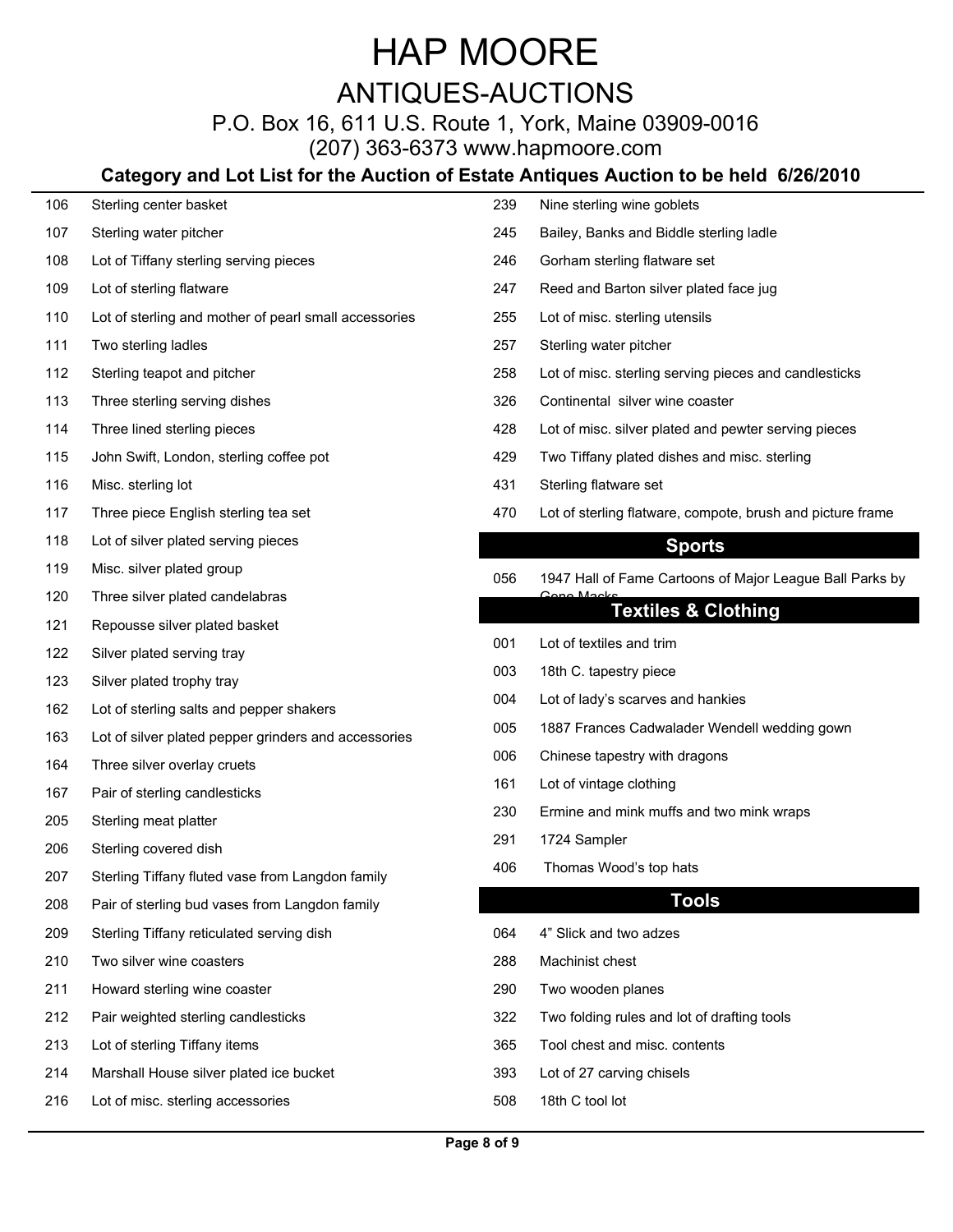# HAP MOORE

## ANTIQUES-AUCTIONS

P.O. Box 16, 611 U.S. Route 1, York, Maine 03909-0016

(207) 363-6373 www.hapmoore.com

### Category and Lot List for the Auction of Estate Antiques Auction to be held 6/26/2010

| Lot | Description |
|---|---|
| 106 | Sterling center basket |
| 107 | Sterling water pitcher |
| 108 | Lot of Tiffany sterling serving pieces |
| 109 | Lot of sterling flatware |
| 110 | Lot of sterling and mother of pearl small accessories |
| 111 | Two sterling ladles |
| 112 | Sterling teapot and pitcher |
| 113 | Three sterling serving dishes |
| 114 | Three lined sterling pieces |
| 115 | John Swift, London, sterling coffee pot |
| 116 | Misc. sterling lot |
| 117 | Three piece English sterling tea set |
| 118 | Lot of silver plated serving pieces |
| 119 | Misc. silver plated group |
| 120 | Three silver plated candelabras |
| 121 | Repousse silver plated basket |
| 122 | Silver plated serving tray |
| 123 | Silver plated trophy tray |
| 162 | Lot of sterling salts and pepper shakers |
| 163 | Lot of silver plated pepper grinders and accessories |
| 164 | Three silver overlay cruets |
| 167 | Pair of sterling candlesticks |
| 205 | Sterling meat platter |
| 206 | Sterling covered dish |
| 207 | Sterling Tiffany fluted vase from Langdon family |
| 208 | Pair of sterling bud vases from Langdon family |
| 209 | Sterling Tiffany reticulated serving dish |
| 210 | Two silver wine coasters |
| 211 | Howard sterling wine coaster |
| 212 | Pair weighted sterling candlesticks |
| 213 | Lot of sterling Tiffany items |
| 214 | Marshall House silver plated ice bucket |
| 216 | Lot of misc. sterling accessories |
| 239 | Nine sterling wine goblets |
| 245 | Bailey, Banks and Biddle sterling ladle |
| 246 | Gorham sterling flatware set |
| 247 | Reed and Barton silver plated face jug |
| 255 | Lot of misc. sterling utensils |
| 257 | Sterling water pitcher |
| 258 | Lot of misc. sterling serving pieces and candlesticks |
| 326 | Continental silver wine coaster |
| 428 | Lot of misc. silver plated and pewter serving pieces |
| 429 | Two Tiffany plated dishes and misc. sterling |
| 431 | Sterling flatware set |
| 470 | Lot of sterling flatware, compote, brush and picture frame |

## Sports

| Lot | Description |
|---|---|
| 056 | 1947 Hall of Fame Cartoons of Major League Ball Parks by Gene Macks |

## Textiles & Clothing

| Lot | Description |
|---|---|
| 001 | Lot of textiles and trim |
| 003 | 18th C. tapestry piece |
| 004 | Lot of lady's scarves and hankies |
| 005 | 1887 Frances Cadwalader Wendell wedding gown |
| 006 | Chinese tapestry with dragons |
| 161 | Lot of vintage clothing |
| 230 | Ermine and mink muffs and two mink wraps |
| 291 | 1724 Sampler |
| 406 | Thomas Wood's top hats |

## Tools

| Lot | Description |
|---|---|
| 064 | 4" Slick and two adzes |
| 288 | Machinist chest |
| 290 | Two wooden planes |
| 322 | Two folding rules and lot of drafting tools |
| 365 | Tool chest and misc. contents |
| 393 | Lot of 27 carving chisels |
| 508 | 18th C tool lot |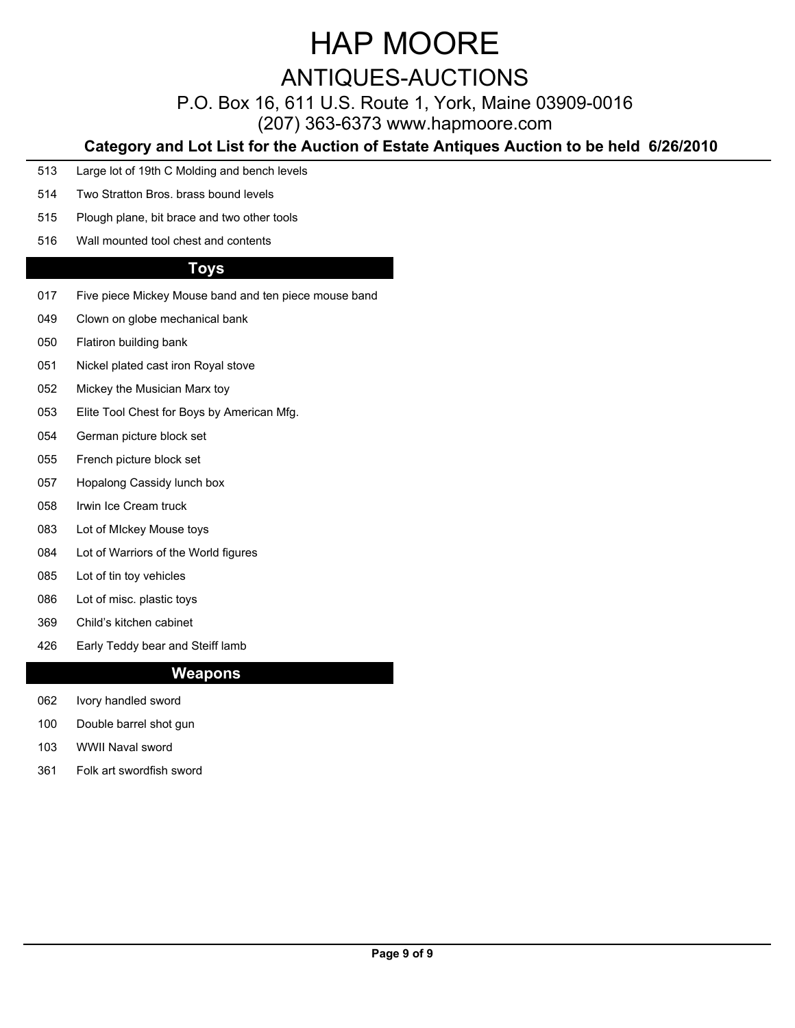# HAP MOORE

## ANTIQUES-AUCTIONS

P.O. Box 16, 611 U.S. Route 1, York, Maine 03909-0016

(207) 363-6373 www.hapmoore.com

**Category and Lot List for the Auction of Estate Antiques Auction to be held 6/26/2010**

513 Large lot of 19th C Molding and bench levels

514 Two Stratton Bros. brass bound levels

515 Plough plane, bit brace and two other tools

516 Wall mounted tool chest and contents

## Toys

017 Five piece Mickey Mouse band and ten piece mouse band

049 Clown on globe mechanical bank

050 Flatiron building bank

051 Nickel plated cast iron Royal stove

052 Mickey the Musician Marx toy

053 Elite Tool Chest for Boys by American Mfg.

054 German picture block set

055 French picture block set

057 Hopalong Cassidy lunch box

058 Irwin Ice Cream truck

083 Lot of MIckey Mouse toys

084 Lot of Warriors of the World figures

085 Lot of tin toy vehicles

086 Lot of misc. plastic toys

369 Child's kitchen cabinet

426 Early Teddy bear and Steiff lamb

## Weapons

062 Ivory handled sword

100 Double barrel shot gun

103 WWII Naval sword

361 Folk art swordfish sword